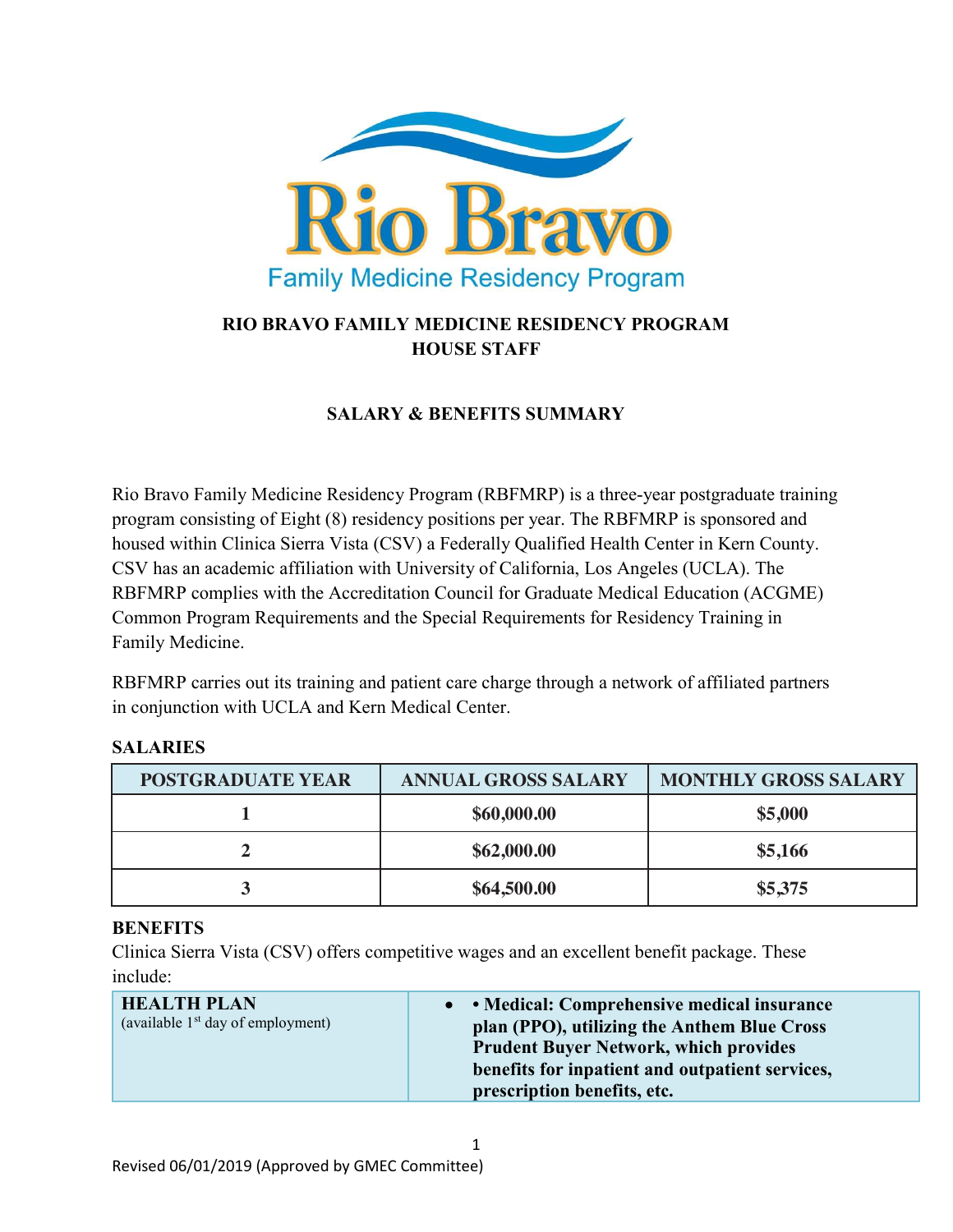Rio Bravo

Family Medicine Residency Program

# RIO BRAVO FAMILY MEDICINE RESIDENCY PROGRAM
# HOUSE STAFF

## SALARY & BENEFITS SUMMARY

Rio Bravo Family Medicine Residency Program (RBFMRP) is a three-year postgraduate training program consisting of Eight (8) residency positions per year. The RBFMRP is sponsored and housed within Clinica Sierra Vista (CSV) a Federally Qualified Health Center in Kern County. CSV has an academic affiliation with University of California, Los Angeles (UCLA). The RBFMRP complies with the Accreditation Council for Graduate Medical Education (ACGME) Common Program Requirements and the Special Requirements for Residency Training in Family Medicine.

RBFMRP carries out its training and patient care charge through a network of affiliated partners in conjunction with UCLA and Kern Medical Center.

### SALARIES

| POSTGRADUATE YEAR | ANNUAL GROSS SALARY | MONTHLY GROSS SALARY |
|---|---|---|
| **1** | **$60,000.00** | **$5,000** |
| **2** | **$62,000.00** | **$5,166** |
| **3** | **$64,500.00** | **$5,375** |

### BENEFITS

Clinica Sierra Vista (CSV) offers competitive wages and an excellent benefit package. These include:

| | |
|---|---|
| **HEALTH PLAN** (available 1st day of employment) | • **• Medical: Comprehensive medical insurance plan (PPO), utilizing the Anthem Blue Cross Prudent Buyer Network, which provides benefits for inpatient and outpatient services, prescription benefits, etc.** |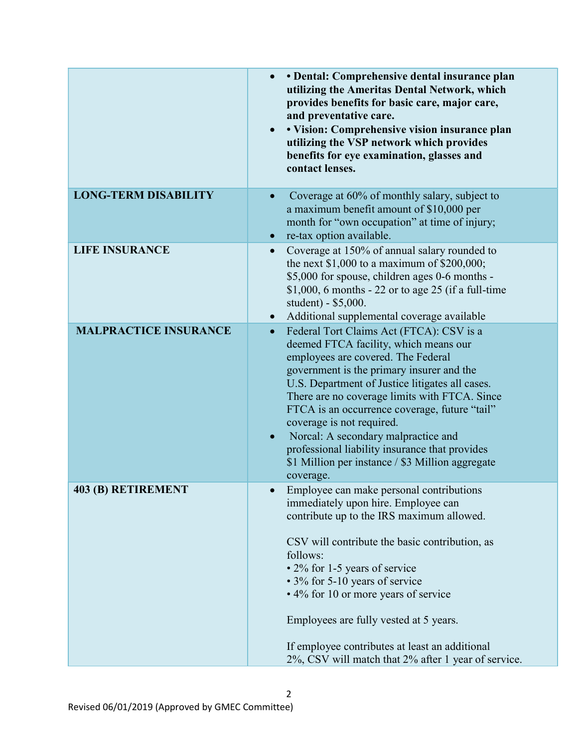| | |
|---|---|
| | • **• Dental: Comprehensive dental insurance plan utilizing the Ameritas Dental Network, which provides benefits for basic care, major care, and preventative care.**<br>• **• Vision: Comprehensive vision insurance plan utilizing the VSP network which provides benefits for eye examination, glasses and contact lenses.** |
| **LONG-TERM DISABILITY** | • Coverage at 60% of monthly salary, subject to a maximum benefit amount of $10,000 per month for "own occupation" at time of injury;<br>• re-tax option available. |
| **LIFE INSURANCE** | • Coverage at 150% of annual salary rounded to the next $1,000 to a maximum of $200,000; $5,000 for spouse, children ages 0-6 months - $1,000, 6 months - 22 or to age 25 (if a full-time student) - $5,000.<br>• Additional supplemental coverage available |
| **MALPRACTICE INSURANCE** | • Federal Tort Claims Act (FTCA): CSV is a deemed FTCA facility, which means our employees are covered. The Federal government is the primary insurer and the U.S. Department of Justice litigates all cases. There are no coverage limits with FTCA. Since FTCA is an occurrence coverage, future "tail" coverage is not required.<br>• Norcal: A secondary malpractice and professional liability insurance that provides $1 Million per instance / $3 Million aggregate coverage. |
| **403 (B) RETIREMENT** | • Employee can make personal contributions immediately upon hire. Employee can contribute up to the IRS maximum allowed.<br><br>CSV will contribute the basic contribution, as follows:<br>• 2% for 1-5 years of service<br>• 3% for 5-10 years of service<br>• 4% for 10 or more years of service<br><br>Employees are fully vested at 5 years.<br><br>If employee contributes at least an additional 2%, CSV will match that 2% after 1 year of service. |

Revised 06/01/2019 (Approved by GMEC Committee)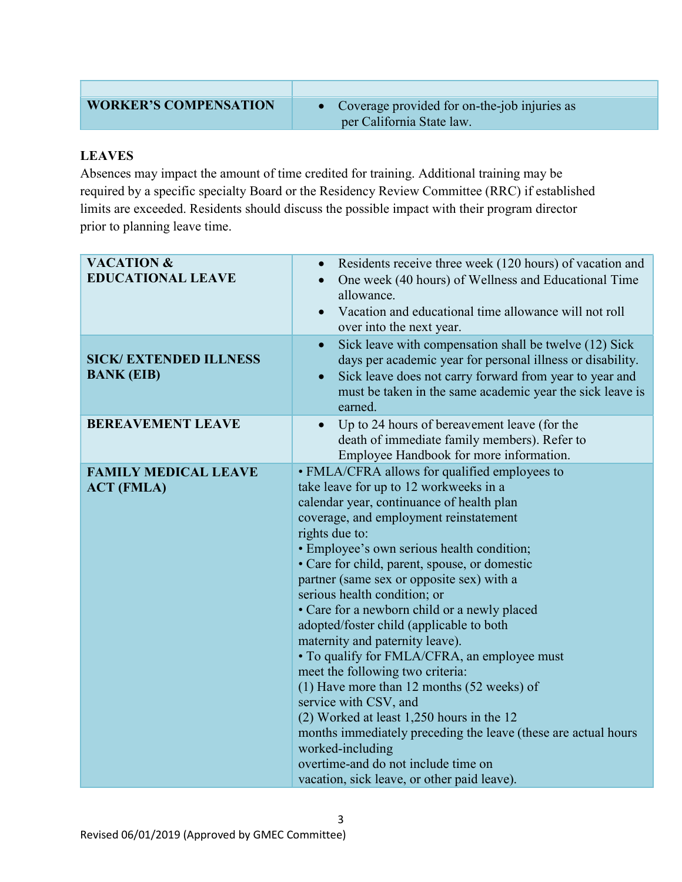| | |
|---|---|
| **WORKER'S COMPENSATION** | • Coverage provided for on-the-job injuries as per California State law. |

**LEAVES**

Absences may impact the amount of time credited for training. Additional training may be required by a specific specialty Board or the Residency Review Committee (RRC) if established limits are exceeded. Residents should discuss the possible impact with their program director prior to planning leave time.

| | |
|---|---|
| **VACATION & EDUCATIONAL LEAVE** | • Residents receive three week (120 hours) of vacation and<br>• One week (40 hours) of Wellness and Educational Time allowance.<br>• Vacation and educational time allowance will not roll over into the next year. |
| **SICK/ EXTENDED ILLNESS BANK (EIB)** | • Sick leave with compensation shall be twelve (12) Sick days per academic year for personal illness or disability.<br>• Sick leave does not carry forward from year to year and must be taken in the same academic year the sick leave is earned. |
| **BEREAVEMENT LEAVE** | • Up to 24 hours of bereavement leave (for the death of immediate family members). Refer to Employee Handbook for more information. |
| **FAMILY MEDICAL LEAVE ACT (FMLA)** | • FMLA/CFRA allows for qualified employees to take leave for up to 12 workweeks in a calendar year, continuance of health plan coverage, and employment reinstatement rights due to:<br>• Employee's own serious health condition;<br>• Care for child, parent, spouse, or domestic partner (same sex or opposite sex) with a serious health condition; or<br>• Care for a newborn child or a newly placed adopted/foster child (applicable to both maternity and paternity leave).<br>• To qualify for FMLA/CFRA, an employee must meet the following two criteria:<br>(1) Have more than 12 months (52 weeks) of service with CSV, and<br>(2) Worked at least 1,250 hours in the 12 months immediately preceding the leave (these are actual hours worked-including overtime-and do not include time on vacation, sick leave, or other paid leave). |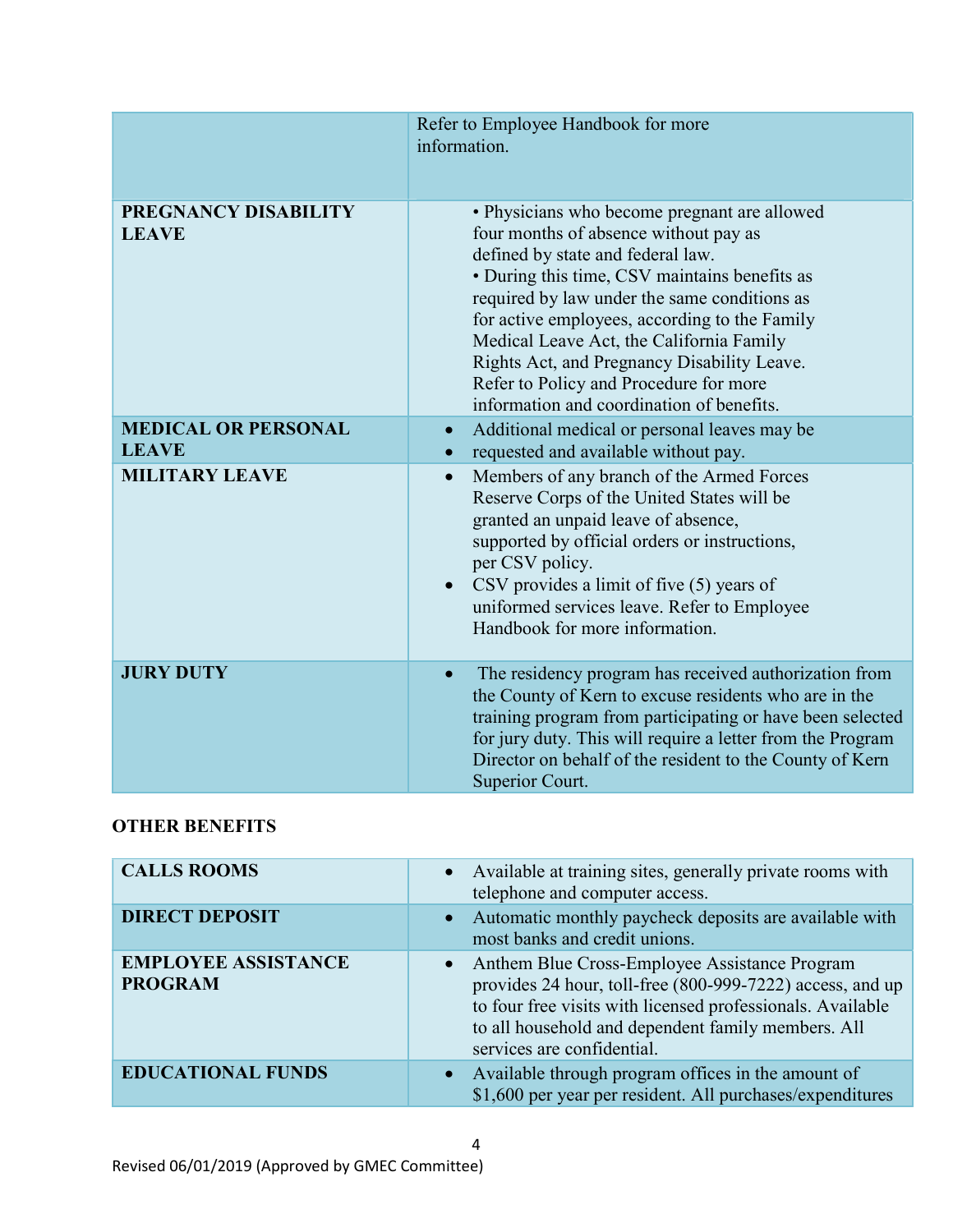| | |
|---|---|
| | Refer to Employee Handbook for more information. |
| **PREGNANCY DISABILITY LEAVE** | • Physicians who become pregnant are allowed four months of absence without pay as defined by state and federal law.<br>• During this time, CSV maintains benefits as required by law under the same conditions as for active employees, according to the Family Medical Leave Act, the California Family Rights Act, and Pregnancy Disability Leave. Refer to Policy and Procedure for more information and coordination of benefits. |
| **MEDICAL OR PERSONAL LEAVE** | • Additional medical or personal leaves may be<br>• requested and available without pay. |
| **MILITARY LEAVE** | • Members of any branch of the Armed Forces Reserve Corps of the United States will be granted an unpaid leave of absence, supported by official orders or instructions, per CSV policy.<br>• CSV provides a limit of five (5) years of uniformed services leave. Refer to Employee Handbook for more information. |
| **JURY DUTY** | • The residency program has received authorization from the County of Kern to excuse residents who are in the training program from participating or have been selected for jury duty. This will require a letter from the Program Director on behalf of the resident to the County of Kern Superior Court. |

**OTHER BENEFITS**

| | |
|---|---|
| **CALLS ROOMS** | • Available at training sites, generally private rooms with telephone and computer access. |
| **DIRECT DEPOSIT** | • Automatic monthly paycheck deposits are available with most banks and credit unions. |
| **EMPLOYEE ASSISTANCE PROGRAM** | • Anthem Blue Cross-Employee Assistance Program provides 24 hour, toll-free (800-999-7222) access, and up to four free visits with licensed professionals. Available to all household and dependent family members. All services are confidential. |
| **EDUCATIONAL FUNDS** | • Available through program offices in the amount of $1,600 per year per resident. All purchases/expenditures |

Revised 06/01/2019 (Approved by GMEC Committee)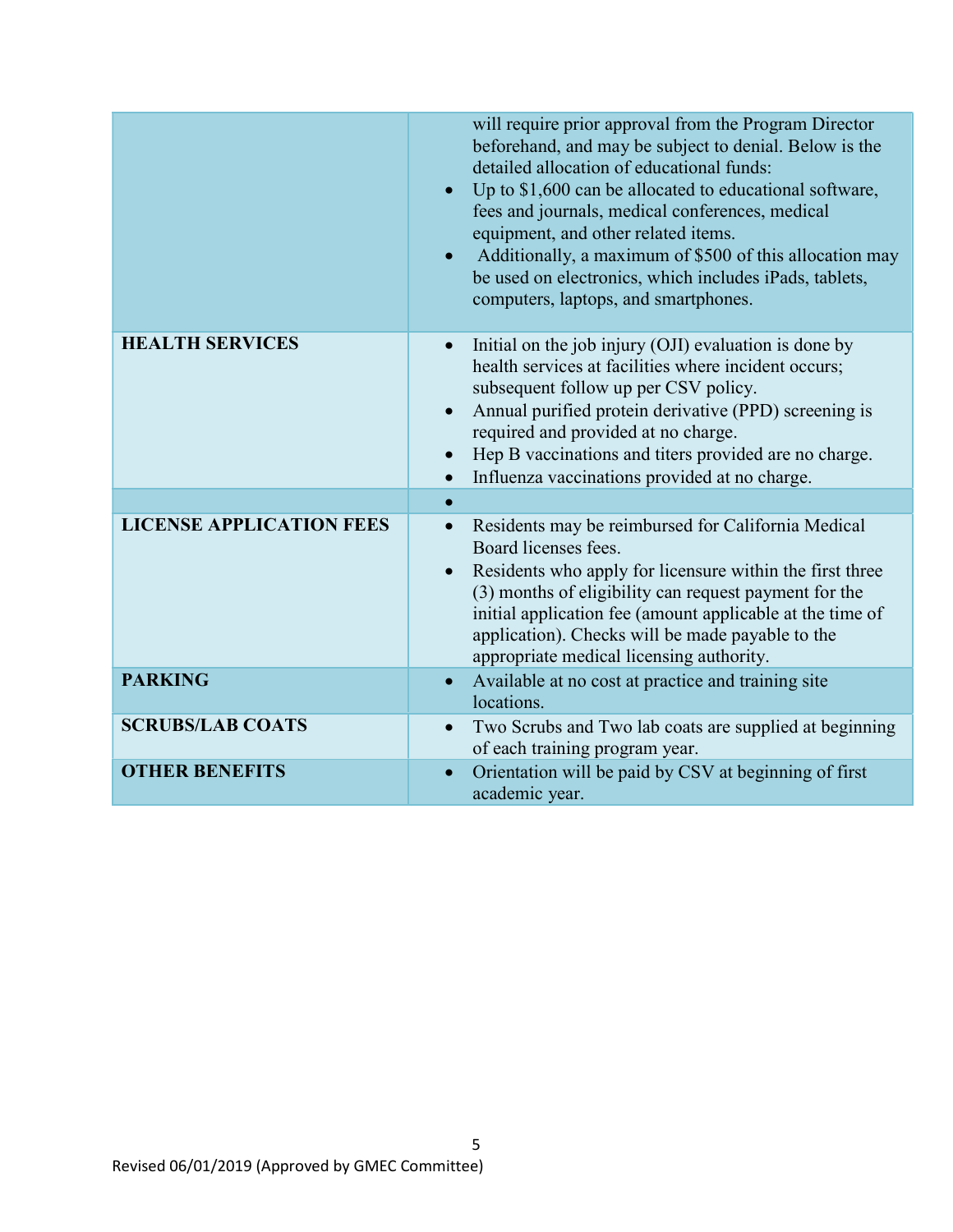| | |
|---|---|
| | will require prior approval from the Program Director beforehand, and may be subject to denial. Below is the detailed allocation of educational funds:<br>• Up to $1,600 can be allocated to educational software, fees and journals, medical conferences, medical equipment, and other related items.<br>• Additionally, a maximum of $500 of this allocation may be used on electronics, which includes iPads, tablets, computers, laptops, and smartphones. |
| **HEALTH SERVICES** | • Initial on the job injury (OJI) evaluation is done by health services at facilities where incident occurs; subsequent follow up per CSV policy.<br>• Annual purified protein derivative (PPD) screening is required and provided at no charge.<br>• Hep B vaccinations and titers provided are no charge.<br>• Influenza vaccinations provided at no charge. |
| | • |
| **LICENSE APPLICATION FEES** | • Residents may be reimbursed for California Medical Board licenses fees.<br>• Residents who apply for licensure within the first three (3) months of eligibility can request payment for the initial application fee (amount applicable at the time of application). Checks will be made payable to the appropriate medical licensing authority. |
| **PARKING** | • Available at no cost at practice and training site locations. |
| **SCRUBS/LAB COATS** | • Two Scrubs and Two lab coats are supplied at beginning of each training program year. |
| **OTHER BENEFITS** | • Orientation will be paid by CSV at beginning of first academic year. |

Revised 06/01/2019 (Approved by GMEC Committee)